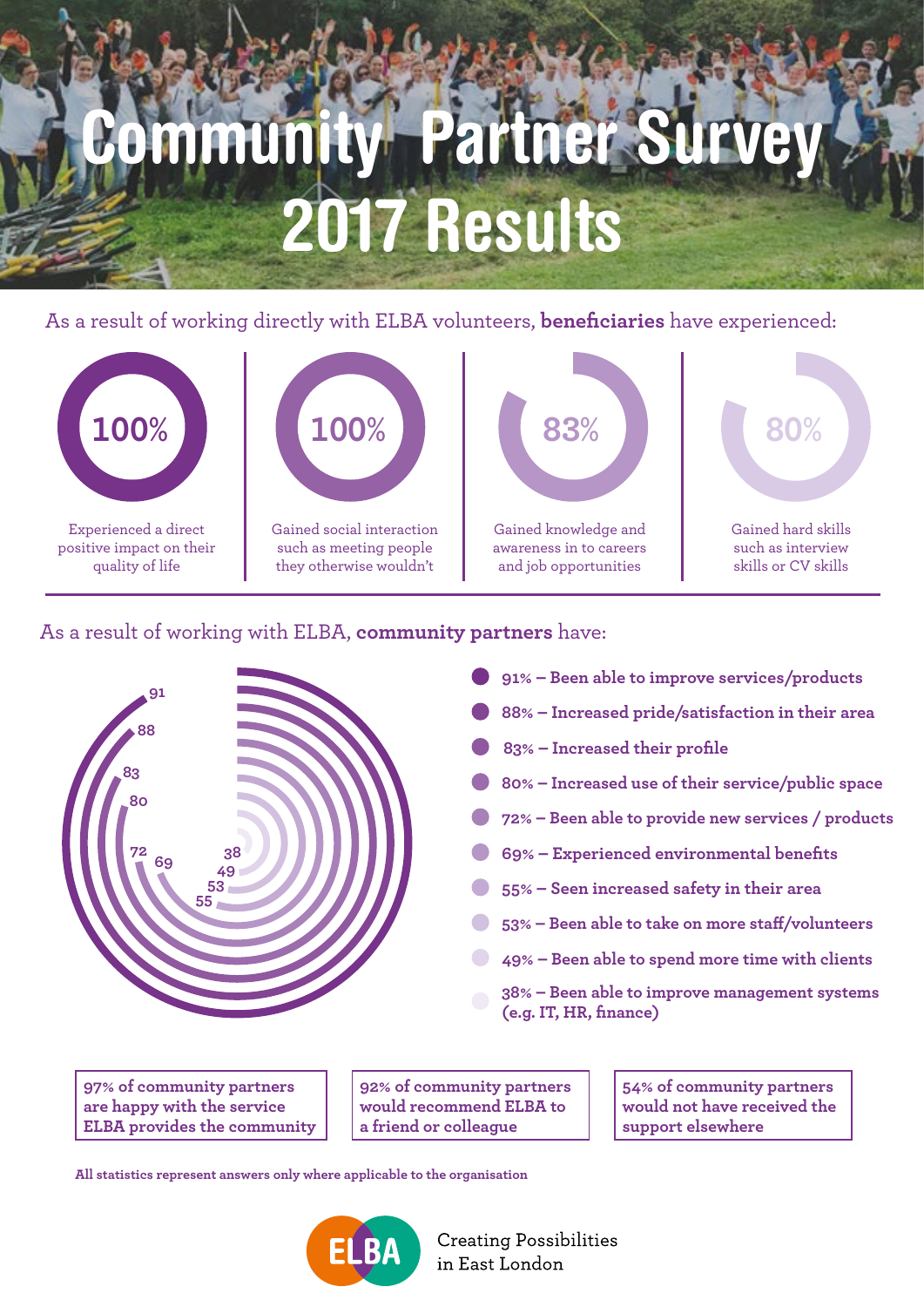# Community Partner Survey 2017 Results

As a result of working directly with ELBA volunteers, **beneficiaries** have experienced:

- **100%** — Experienced a direct positive impact on their quality of life
- **100%** — Gained social interaction such as meeting people they otherwise wouldn't
- **83%** — Gained knowledge and awareness in to careers and job opportunities
- **80%** — Gained hard skills such as interview skills or CV skills

As a result of working with ELBA, **community partners** have:

- **91% – Been able to improve services/products**
- **88% – Increased pride/satisfaction in their area**
- **83% – Increased their profile**
- **80% – Increased use of their service/public space**
- **72% – Been able to provide new services / products**
- **69% – Experienced environmental benefits**
- **55% – Seen increased safety in their area**
- **53% – Been able to take on more staff/volunteers**
- **49% – Been able to spend more time with clients**
- **38% – Been able to improve management systems (e.g. IT, HR, finance)**

**97% of community partners are happy with the service ELBA provides the community**

**92% of community partners would recommend ELBA to a friend or colleague**

**54% of community partners would not have received the support elsewhere**

**All statistics represent answers only where applicable to the organisation**

ELBA

Creating Possibilities in East London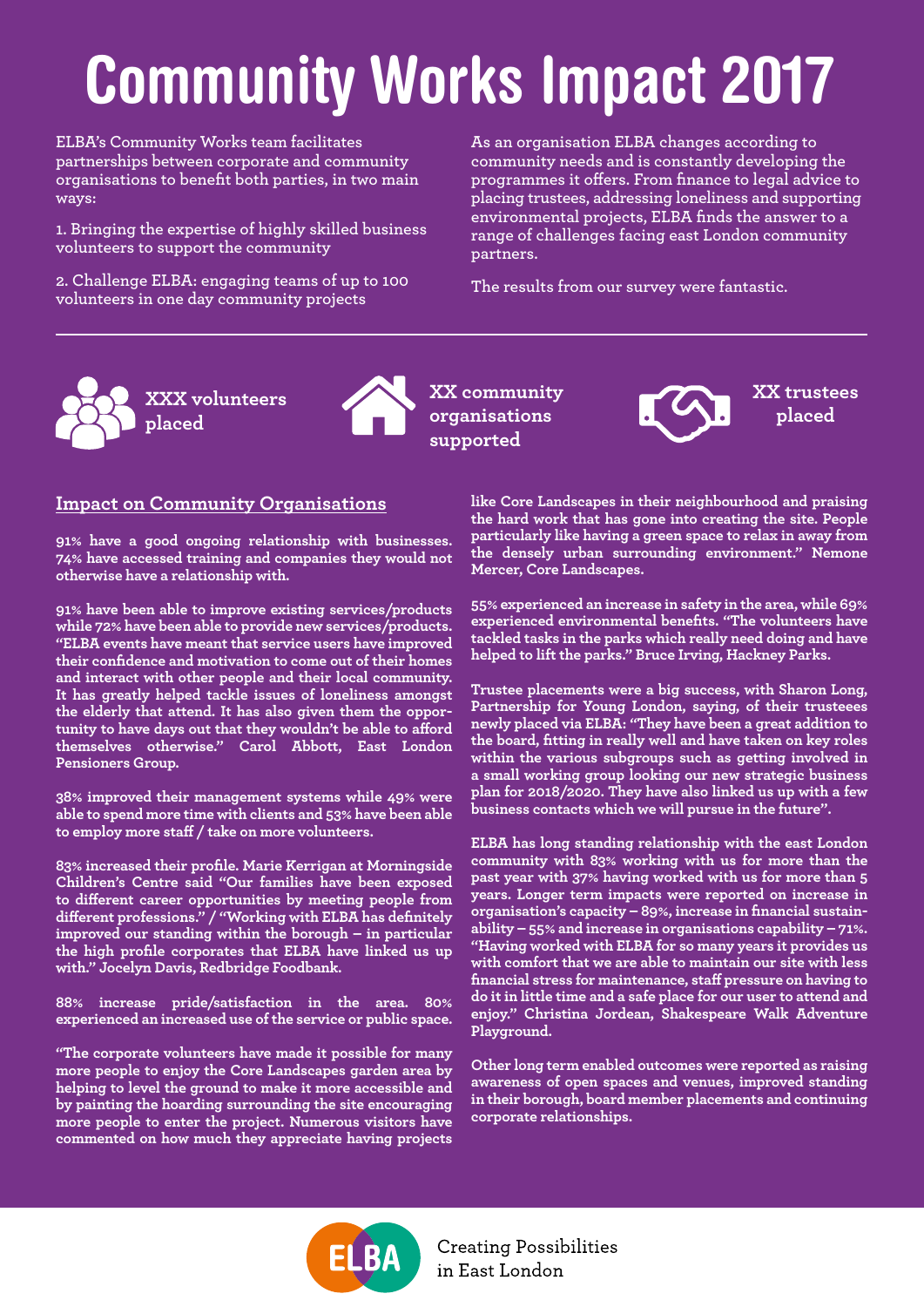# Community Works Impact 2017

ELBA's Community Works team facilitates partnerships between corporate and community organisations to benefit both parties, in two main ways:

1. Bringing the expertise of highly skilled business volunteers to support the community

2. Challenge ELBA: engaging teams of up to 100 volunteers in one day community projects

As an organisation ELBA changes according to community needs and is constantly developing the programmes it offers. From finance to legal advice to placing trustees, addressing loneliness and supporting environmental projects, ELBA finds the answer to a range of challenges facing east London community partners.

The results from our survey were fantastic.

---

**XXX volunteers placed**

**XX community organisations supported**

**XX trustees placed**

## Impact on Community Organisations

**91% have a good ongoing relationship with businesses. 74% have accessed training and companies they would not otherwise have a relationship with.**

**91% have been able to improve existing services/products while 72% have been able to provide new services/products. "ELBA events have meant that service users have improved their confidence and motivation to come out of their homes and interact with other people and their local community. It has greatly helped tackle issues of loneliness amongst the elderly that attend. It has also given them the opportunity to have days out that they wouldn't be able to afford themselves otherwise." Carol Abbott, East London Pensioners Group.**

**38% improved their management systems while 49% were able to spend more time with clients and 53% have been able to employ more staff / take on more volunteers.**

**83% increased their profile. Marie Kerrigan at Morningside Children's Centre said "Our families have been exposed to different career opportunities by meeting people from different professions." / "Working with ELBA has definitely improved our standing within the borough – in particular the high profile corporates that ELBA have linked us up with." Jocelyn Davis, Redbridge Foodbank.**

**88% increase pride/satisfaction in the area. 80% experienced an increased use of the service or public space.**

**"The corporate volunteers have made it possible for many more people to enjoy the Core Landscapes garden area by helping to level the ground to make it more accessible and by painting the hoarding surrounding the site encouraging more people to enter the project. Numerous visitors have commented on how much they appreciate having projects like Core Landscapes in their neighbourhood and praising the hard work that has gone into creating the site. People particularly like having a green space to relax in away from the densely urban surrounding environment." Nemone Mercer, Core Landscapes.**

**55% experienced an increase in safety in the area, while 69% experienced environmental benefits. "The volunteers have tackled tasks in the parks which really need doing and have helped to lift the parks." Bruce Irving, Hackney Parks.**

**Trustee placements were a big success, with Sharon Long, Partnership for Young London, saying, of their trusteees newly placed via ELBA: "They have been a great addition to the board, fitting in really well and have taken on key roles within the various subgroups such as getting involved in a small working group looking our new strategic business plan for 2018/2020. They have also linked us up with a few business contacts which we will pursue in the future".**

**ELBA has long standing relationship with the east London community with 83% working with us for more than the past year with 37% having worked with us for more than 5 years. Longer term impacts were reported on increase in organisation's capacity – 89%, increase in financial sustainability – 55% and increase in organisations capability – 71%. "Having worked with ELBA for so many years it provides us with comfort that we are able to maintain our site with less financial stress for maintenance, staff pressure on having to do it in little time and a safe place for our user to attend and enjoy." Christina Jordean, Shakespeare Walk Adventure Playground.**

**Other long term enabled outcomes were reported as raising awareness of open spaces and venues, improved standing in their borough, board member placements and continuing corporate relationships.**

ELBA

Creating Possibilities in East London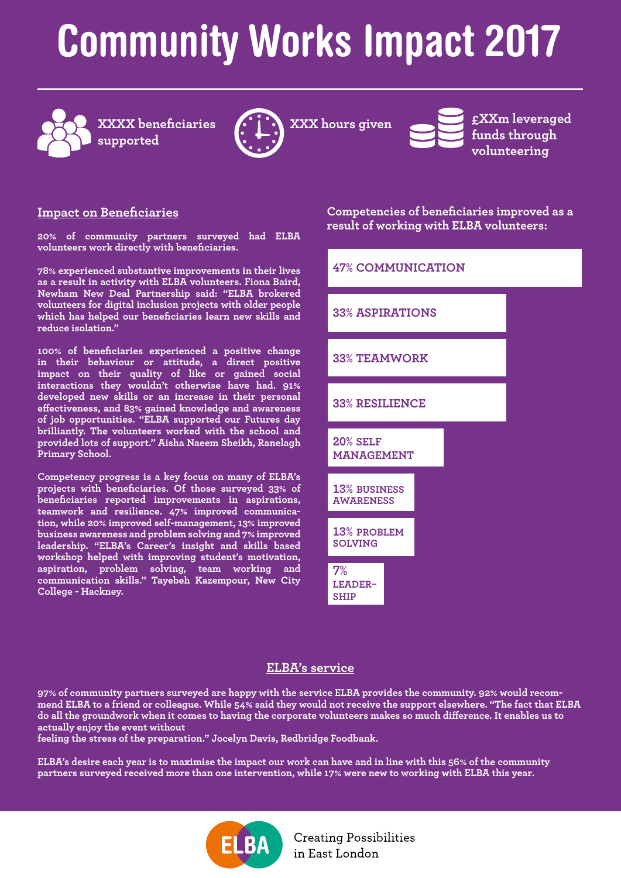# Community Works Impact 2017

XXXX beneficiaries supported

XXX hours given

£XXm leveraged funds through volunteering

## Impact on Beneficiaries

20% of community partners surveyed had ELBA volunteers work directly with beneficiaries.

78% experienced substantive improvements in their lives as a result in activity with ELBA volunteers. Fiona Baird, Newham New Deal Partnership said: "ELBA brokered volunteers for digital inclusion projects with older people which has helped our beneficiaries learn new skills and reduce isolation."

100% of beneficiaries experienced a positive change in their behaviour or attitude, a direct positive impact on their quality of like or gained social interactions they wouldn't otherwise have had. 91% developed new skills or an increase in their personal effectiveness, and 83% gained knowledge and awareness of job opportunities. "ELBA supported our Futures day brilliantly. The volunteers worked with the school and provided lots of support." Aisha Naeem Sheikh, Ranelagh Primary School.

Competency progress is a key focus on many of ELBA's projects with beneficiaries. Of those surveyed 33% of beneficiaries reported improvements in aspirations, teamwork and resilience. 47% improved communication, while 20% improved self-management, 13% improved business awareness and problem solving and 7% improved leadership. "ELBA's Career's insight and skills based workshop helped with improving student's motivation, aspiration, problem solving, team working and communication skills." Tayebeh Kazempour, New City College - Hackney.

**Competencies of beneficiaries improved as a result of working with ELBA volunteers:**

47% COMMUNICATION

33% ASPIRATIONS

33% TEAMWORK

33% RESILIENCE

20% SELF MANAGEMENT

13% BUSINESS AWARENESS

13% PROBLEM SOLVING

7% LEADERSHIP

## ELBA's service

97% of community partners surveyed are happy with the service ELBA provides the community. 92% would recommend ELBA to a friend or colleague. While 54% said they would not receive the support elsewhere. "The fact that ELBA do all the groundwork when it comes to having the corporate volunteers makes so much difference. It enables us to actually enjoy the event without feeling the stress of the preparation." Jocelyn Davis, Redbridge Foodbank.

ELBA's desire each year is to maximise the impact our work can have and in line with this 56% of the community partners surveyed received more than one intervention, while 17% were new to working with ELBA this year.

ELBA Creating Possibilities in East London